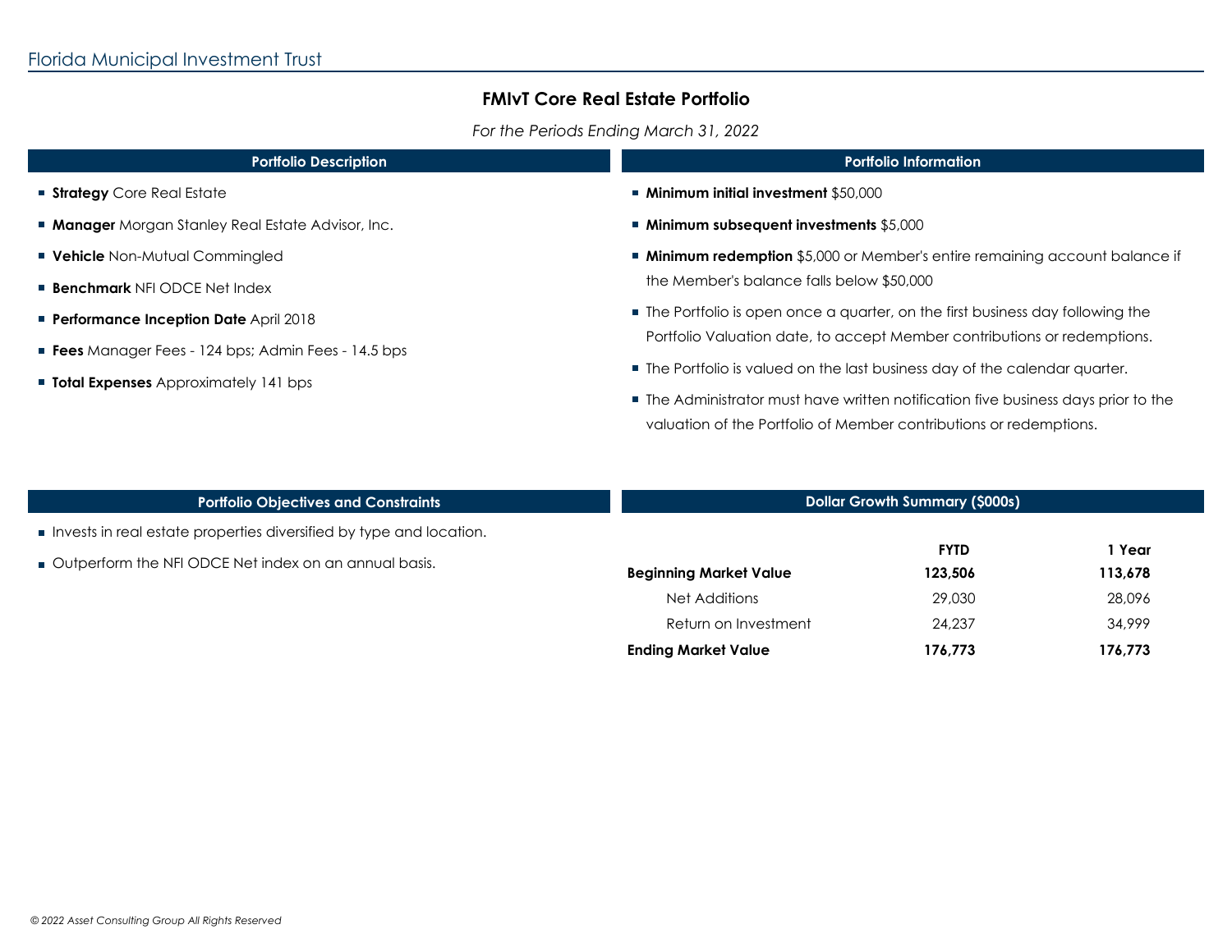Florida Municipal Investment Trust

# FMIvT Core Real Estate Portfolio

*For the Periods Ending March 31, 2022*

## Portfolio Description

- **Strategy** Core Real Estate
- **Manager** Morgan Stanley Real Estate Advisor, Inc.
- **Vehicle** Non-Mutual Commingled
- **Benchmark** NFI ODCE Net Index
- **Performance Inception Date** April 2018
- **Fees** Manager Fees - 124 bps; Admin Fees - 14.5 bps
- **Total Expenses** Approximately 141 bps

## Portfolio Information

- **Minimum initial investment** $50,000
- **Minimum subsequent investments** $5,000
- **Minimum redemption** $5,000 or Member's entire remaining account balance if the Member's balance falls below $50,000
- The Portfolio is open once a quarter, on the first business day following the Portfolio Valuation date, to accept Member contributions or redemptions.
- The Portfolio is valued on the last business day of the calendar quarter.
- The Administrator must have written notification five business days prior to the valuation of the Portfolio of Member contributions or redemptions.

## Portfolio Objectives and Constraints

- Invests in real estate properties diversified by type and location.
- Outperform the NFI ODCE Net index on an annual basis.

## Dollar Growth Summary ($000s)

| | FYTD | 1 Year |
|---|---|---|
| **Beginning Market Value** | **123,506** | **113,678** |
| Net Additions | 29,030 | 28,096 |
| Return on Investment | 24,237 | 34,999 |
| **Ending Market Value** | **176,773** | **176,773** |

*© 2022 Asset Consulting Group All Rights Reserved*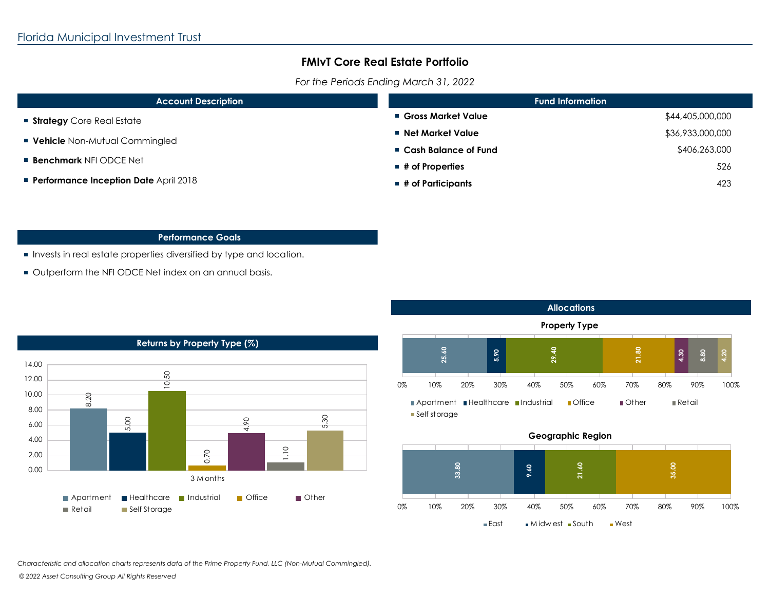Florida Municipal Investment Trust

# FMIvT Core Real Estate Portfolio

*For the Periods Ending March 31, 2022*

## Account Description

- **Strategy** Core Real Estate
- **Vehicle** Non-Mutual Commingled
- **Benchmark** NFI ODCE Net
- **Performance Inception Date** April 2018

## Fund Information

| | |
|---|---|
| **Gross Market Value** | $44,405,000,000 |
| **Net Market Value** | $36,933,000,000 |
| **Cash Balance of Fund** | $406,263,000 |
| **# of Properties** | 526 |
| **# of Participants** | 423 |

## Performance Goals

- Invests in real estate properties diversified by type and location.
- Outperform the NFI ODCE Net index on an annual basis.

## Returns by Property Type (%)

| 3 Months | |
|---|---|
| Apartment | 8.20 |
| Healthcare | 5.00 |
| Industrial | 10.50 |
| Office | 0.70 |
| Other | 4.90 |
| Retail | 1.10 |
| Self Storage | 5.30 |

## Allocations

### Property Type

| Apartment | Healthcare | Industrial | Office | Other | Retail | Self storage |
|---|---|---|---|---|---|---|
| 25.60 | 5.90 | 29.40 | 21.80 | 4.30 | 8.80 | 4.20 |

### Geographic Region

| East | Midwest | South | West |
|---|---|---|---|
| 33.80 | 9.60 | 21.60 | 35.00 |

*Characteristic and allocation charts represents data of the Prime Property Fund, LLC (Non-Mutual Commingled).*

*© 2022 Asset Consulting Group All Rights Reserved*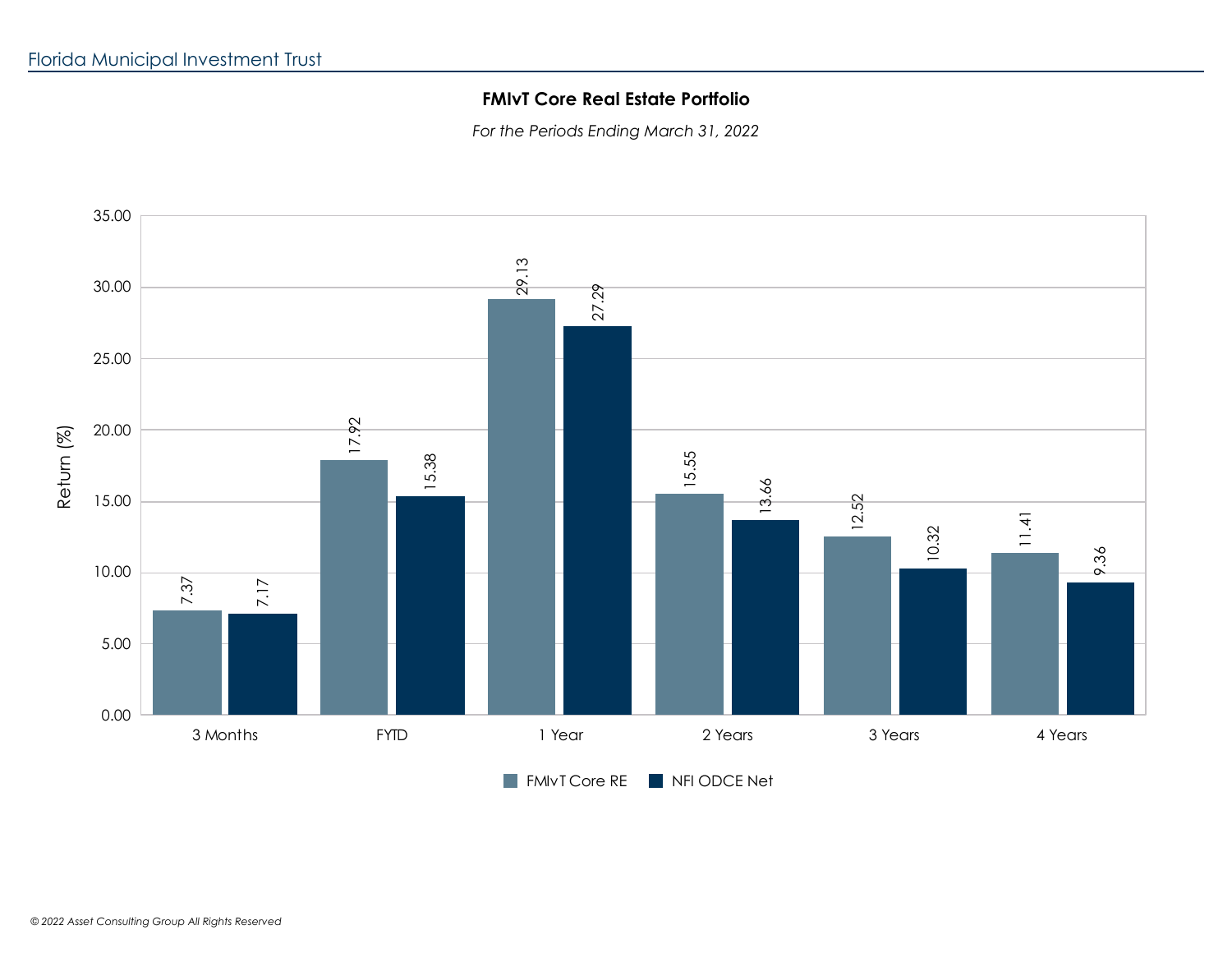## FMIvT Core Real Estate Portfolio

*For the Periods Ending March 31, 2022*

| Period | FMIvT Core RE | NFI ODCE Net |
|---|---|---|
| 3 Months | 7.37 | 7.17 |
| FYTD | 17.92 | 15.38 |
| 1 Year | 29.13 | 27.29 |
| 2 Years | 15.55 | 13.66 |
| 3 Years | 12.52 | 10.32 |
| 4 Years | 11.41 | 9.36 |

Return (%)

*© 2022 Asset Consulting Group All Rights Reserved*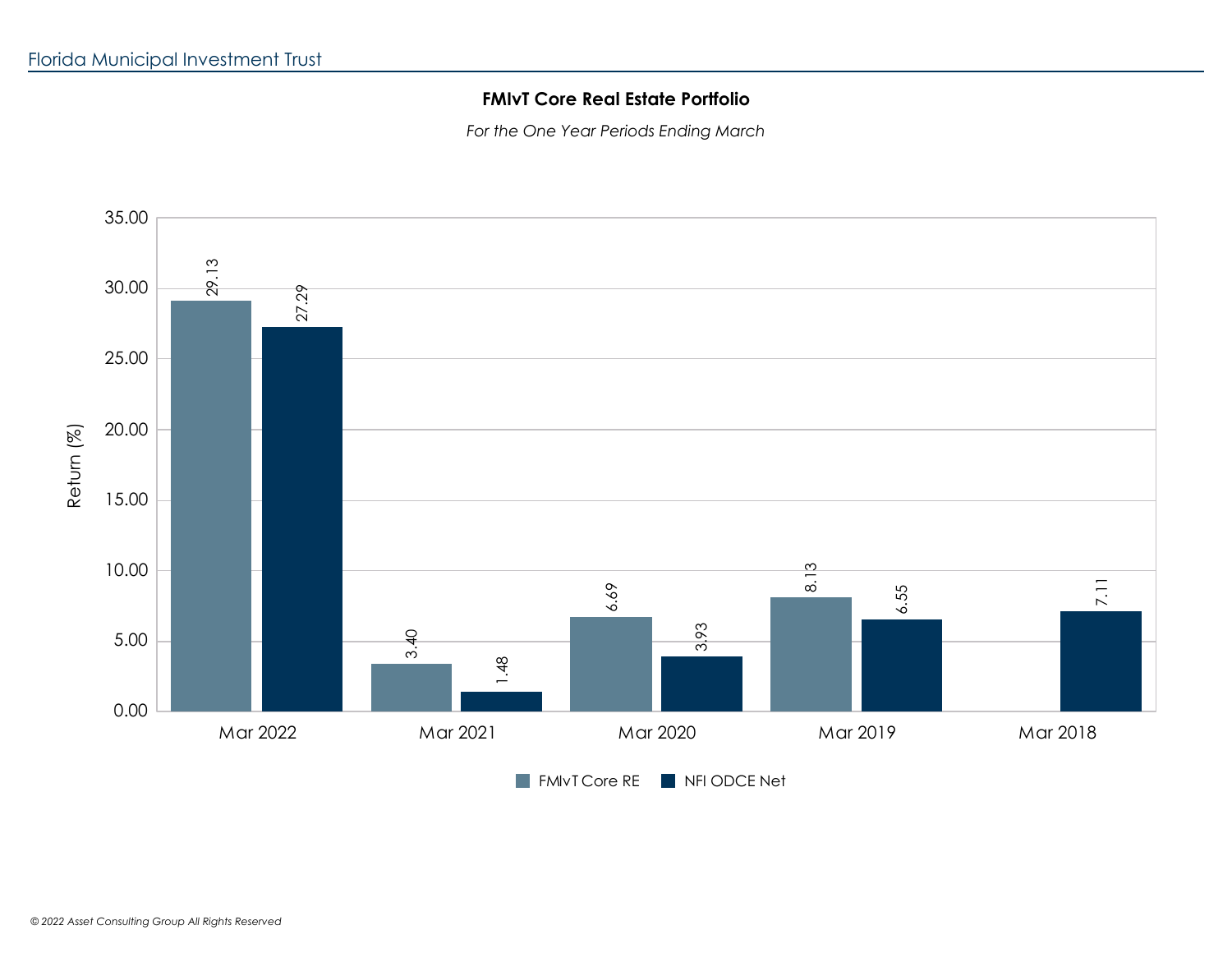Florida Municipal Investment Trust

**FMIvT Core Real Estate Portfolio**

*For the One Year Periods Ending March*

35.00
30.00
25.00
20.00
15.00
10.00
5.00
0.00

Return (%)

29.13
27.29
3.40
1.48
6.69
3.93
8.13
6.55
7.11

Mar 2022
Mar 2021
Mar 2020
Mar 2019
Mar 2018

FMIvT Core RE
NFI ODCE Net

*© 2022 Asset Consulting Group All Rights Reserved*